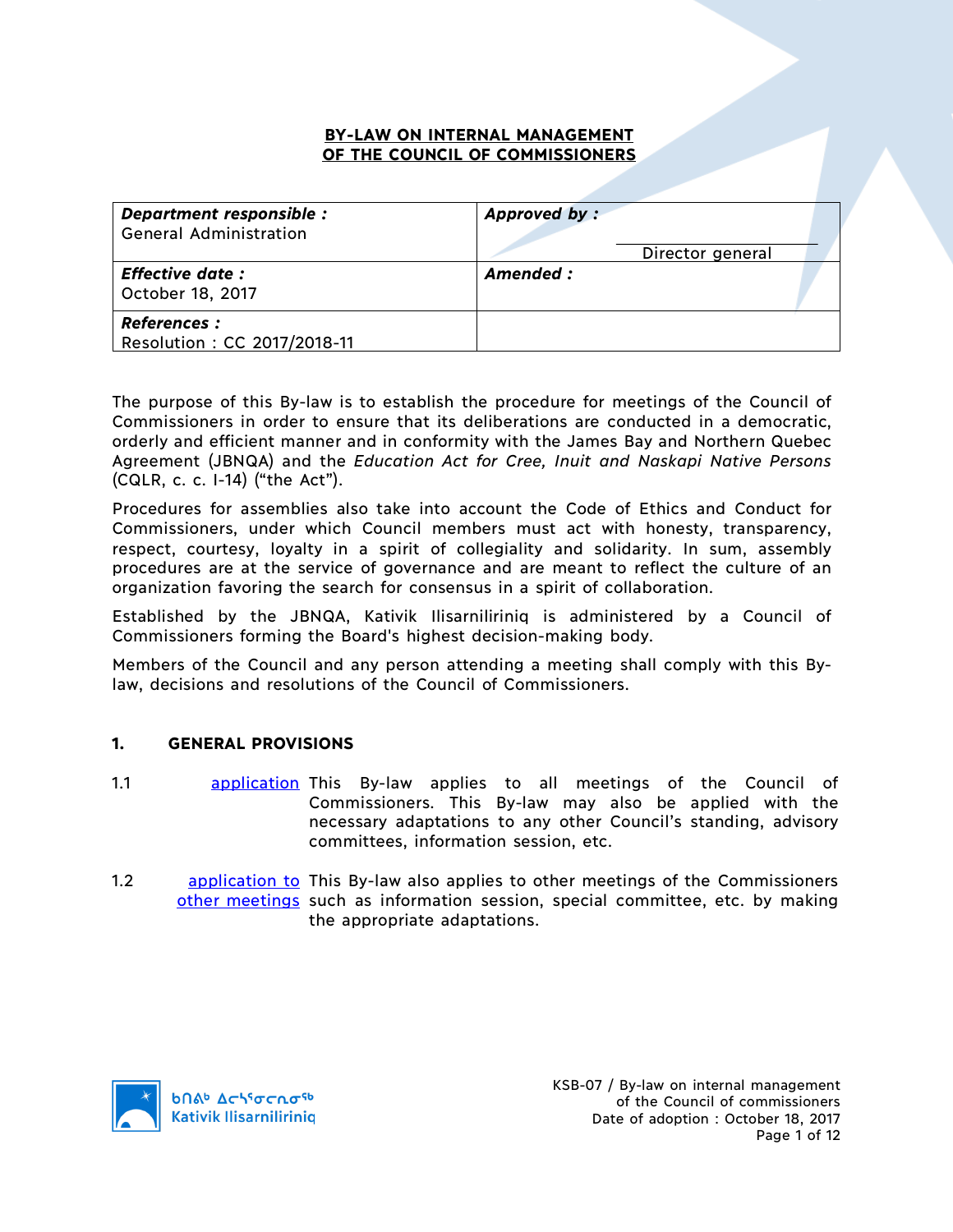# BY-LAW ON INTERNAL MANAGEMENT OF THE COUNCIL OF COMMISSIONERS

| ***Department responsible :*** General Administration | ***Approved by :*** ____________________ Director general |
|---|---|
| ***Effective date :*** October 18, 2017 | ***Amended :*** |
| ***References :*** Resolution : CC 2017/2018-11 | |

The purpose of this By-law is to establish the procedure for meetings of the Council of Commissioners in order to ensure that its deliberations are conducted in a democratic, orderly and efficient manner and in conformity with the James Bay and Northern Quebec Agreement (JBNQA) and the *Education Act for Cree, Inuit and Naskapi Native Persons* (CQLR, c. c. I-14) ("the Act").

Procedures for assemblies also take into account the Code of Ethics and Conduct for Commissioners, under which Council members must act with honesty, transparency, respect, courtesy, loyalty in a spirit of collegiality and solidarity. In sum, assembly procedures are at the service of governance and are meant to reflect the culture of an organization favoring the search for consensus in a spirit of collaboration.

Established by the JBNQA, Kativik Ilisarniliriniq is administered by a Council of Commissioners forming the Board's highest decision-making body.

Members of the Council and any person attending a meeting shall comply with this By-law, decisions and resolutions of the Council of Commissioners.

## 1. GENERAL PROVISIONS

1.1 application — This By-law applies to all meetings of the Council of Commissioners. This By-law may also be applied with the necessary adaptations to any other Council's standing, advisory committees, information session, etc.

1.2 application to other meetings — This By-law also applies to other meetings of the Commissioners such as information session, special committee, etc. by making the appropriate adaptations.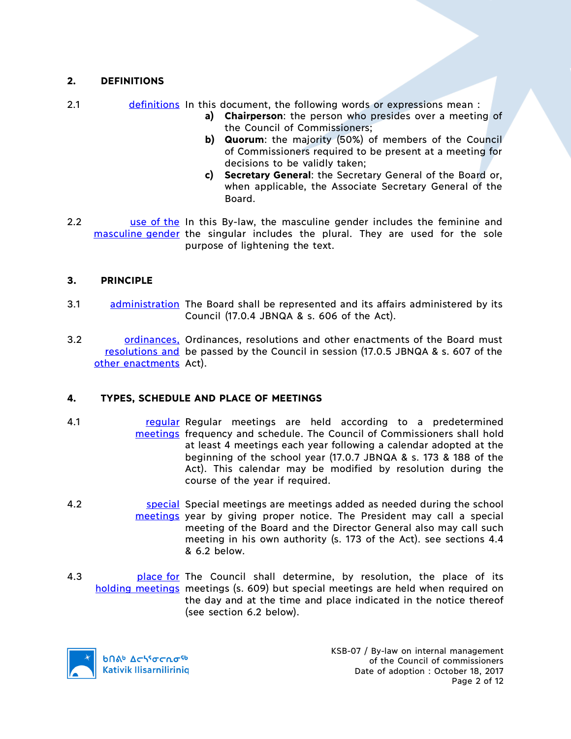## 2. DEFINITIONS

2.1 definitions In this document, the following words or expressions mean :

a) **Chairperson**: the person who presides over a meeting of the Council of Commissioners;

b) **Quorum**: the majority (50%) of members of the Council of Commissioners required to be present at a meeting for decisions to be validly taken;

c) **Secretary General**: the Secretary General of the Board or, when applicable, the Associate Secretary General of the Board.

2.2 use of the masculine gender In this By-law, the masculine gender includes the feminine and the singular includes the plural. They are used for the sole purpose of lightening the text.

## 3. PRINCIPLE

3.1 administration The Board shall be represented and its affairs administered by its Council (17.0.4 JBNQA & s. 606 of the Act).

3.2 ordinances, resolutions and other enactments Ordinances, resolutions and other enactments of the Board must be passed by the Council in session (17.0.5 JBNQA & s. 607 of the Act).

## 4. TYPES, SCHEDULE AND PLACE OF MEETINGS

4.1 regular meetings Regular meetings are held according to a predetermined frequency and schedule. The Council of Commissioners shall hold at least 4 meetings each year following a calendar adopted at the beginning of the school year (17.0.7 JBNQA & s. 173 & 188 of the Act). This calendar may be modified by resolution during the course of the year if required.

4.2 special meetings Special meetings are meetings added as needed during the school year by giving proper notice. The President may call a special meeting of the Board and the Director General also may call such meeting in his own authority (s. 173 of the Act). see sections 4.4 & 6.2 below.

4.3 place for holding meetings The Council shall determine, by resolution, the place of its meetings (s. 609) but special meetings are held when required on the day and at the time and place indicated in the notice thereof (see section 6.2 below).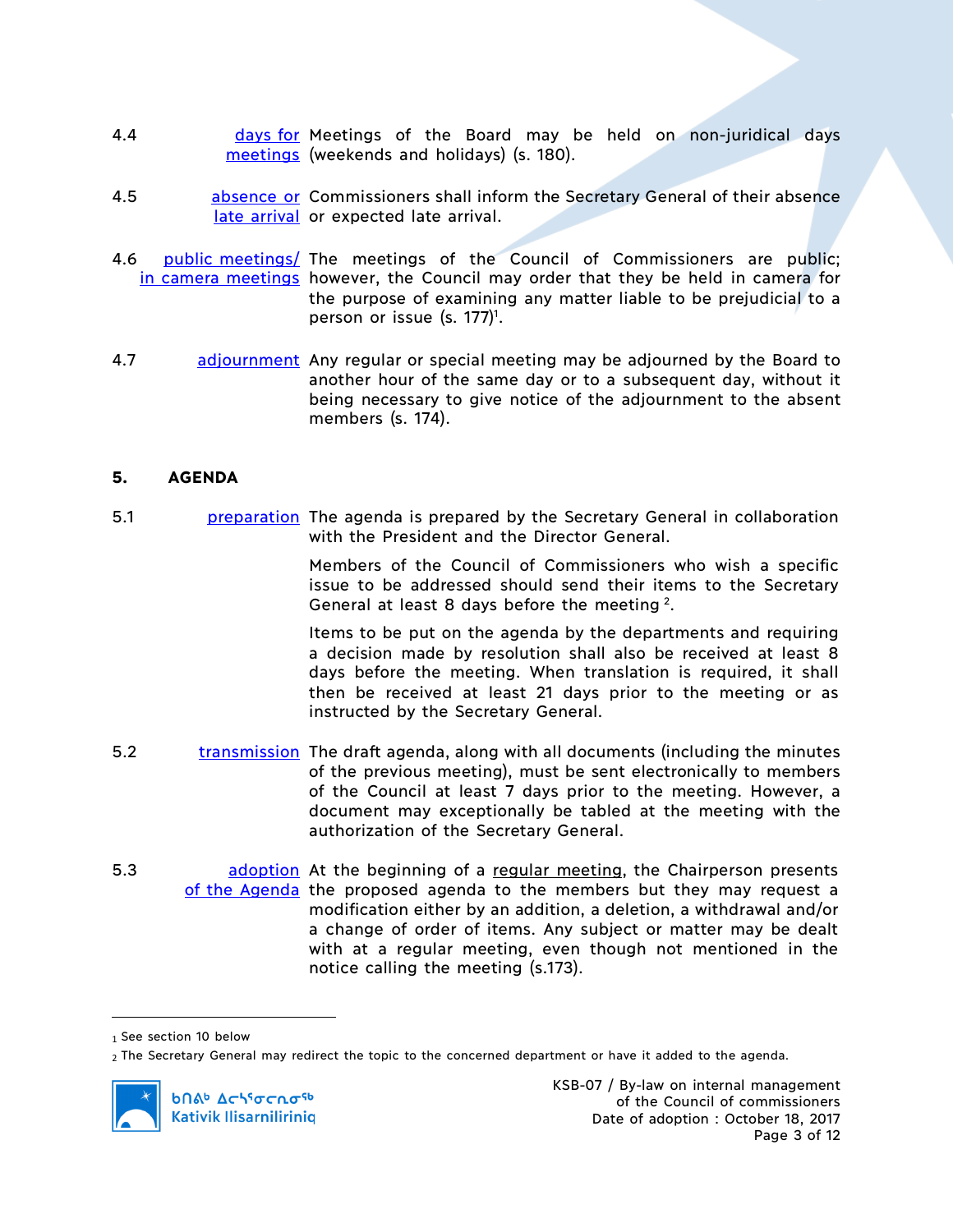4.4 **days for meetings** Meetings of the Board may be held on non-juridical days (weekends and holidays) (s. 180).

4.5 **absence or late arrival** Commissioners shall inform the Secretary General of their absence or expected late arrival.

4.6 **public meetings/ in camera meetings** The meetings of the Council of Commissioners are public; however, the Council may order that they be held in camera for the purpose of examining any matter liable to be prejudicial to a person or issue (s. 177)[1].

4.7 **adjournment** Any regular or special meeting may be adjourned by the Board to another hour of the same day or to a subsequent day, without it being necessary to give notice of the adjournment to the absent members (s. 174).

## 5. AGENDA

5.1 **preparation** The agenda is prepared by the Secretary General in collaboration with the President and the Director General.

Members of the Council of Commissioners who wish a specific issue to be addressed should send their items to the Secretary General at least 8 days before the meeting [2].

Items to be put on the agenda by the departments and requiring a decision made by resolution shall also be received at least 8 days before the meeting. When translation is required, it shall then be received at least 21 days prior to the meeting or as instructed by the Secretary General.

5.2 **transmission** The draft agenda, along with all documents (including the minutes of the previous meeting), must be sent electronically to members of the Council at least 7 days prior to the meeting. However, a document may exceptionally be tabled at the meeting with the authorization of the Secretary General.

5.3 **adoption of the Agenda** At the beginning of a regular meeting, the Chairperson presents the proposed agenda to the members but they may request a modification either by an addition, a deletion, a withdrawal and/or a change of order of items. Any subject or matter may be dealt with at a regular meeting, even though not mentioned in the notice calling the meeting (s.173).

---

[1] See section 10 below

[2] The Secretary General may redirect the topic to the concerned department or have it added to the agenda.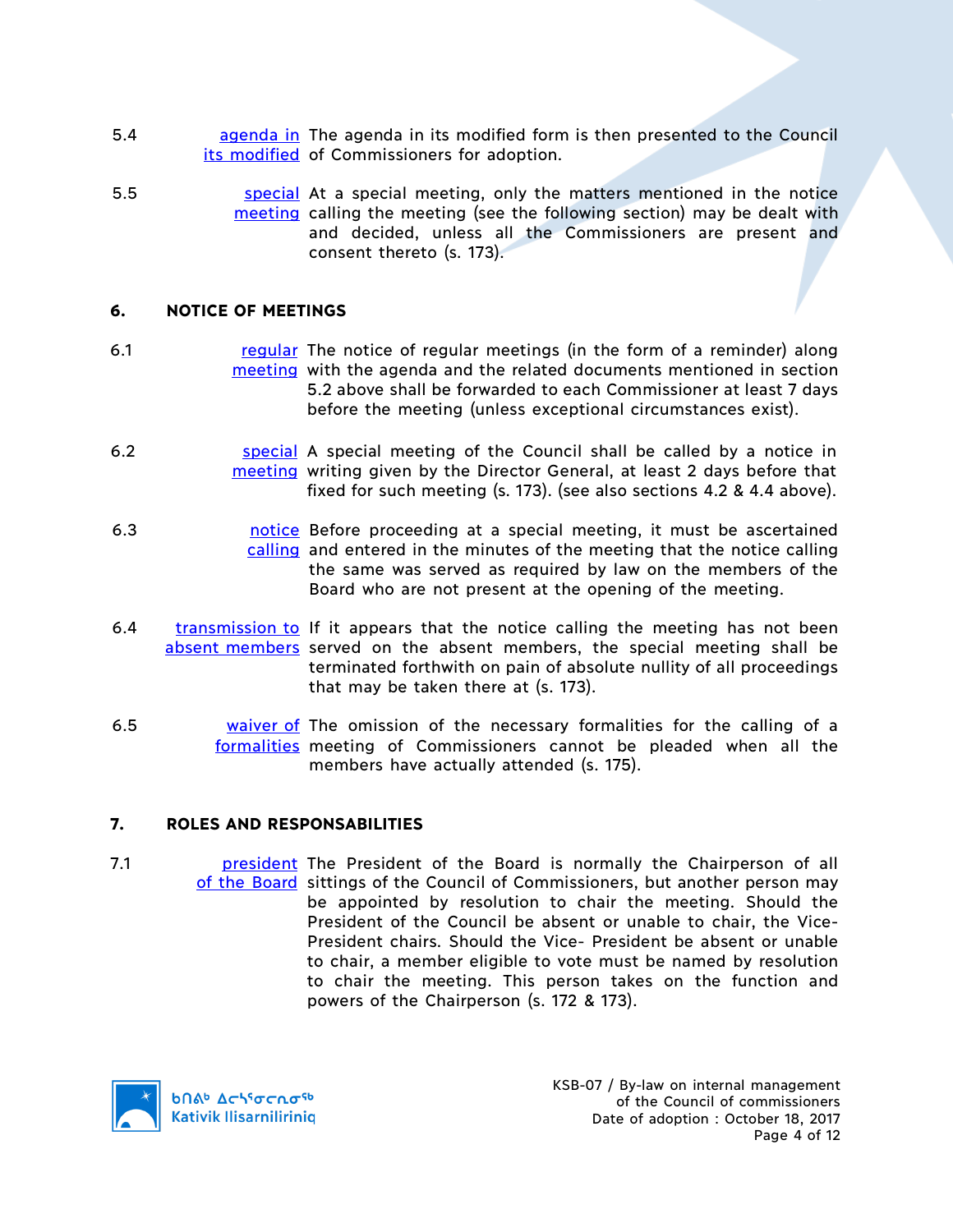5.4 agenda in its modified — The agenda in its modified form is then presented to the Council of Commissioners for adoption.

5.5 special meeting — At a special meeting, only the matters mentioned in the notice calling the meeting (see the following section) may be dealt with and decided, unless all the Commissioners are present and consent thereto (s. 173).

## 6. NOTICE OF MEETINGS

6.1 regular meeting — The notice of regular meetings (in the form of a reminder) along with the agenda and the related documents mentioned in section 5.2 above shall be forwarded to each Commissioner at least 7 days before the meeting (unless exceptional circumstances exist).

6.2 special meeting — A special meeting of the Council shall be called by a notice in writing given by the Director General, at least 2 days before that fixed for such meeting (s. 173). (see also sections 4.2 & 4.4 above).

6.3 notice calling — Before proceeding at a special meeting, it must be ascertained and entered in the minutes of the meeting that the notice calling the same was served as required by law on the members of the Board who are not present at the opening of the meeting.

6.4 transmission to absent members — If it appears that the notice calling the meeting has not been served on the absent members, the special meeting shall be terminated forthwith on pain of absolute nullity of all proceedings that may be taken there at (s. 173).

6.5 waiver of formalities — The omission of the necessary formalities for the calling of a meeting of Commissioners cannot be pleaded when all the members have actually attended (s. 175).

## 7. ROLES AND RESPONSABILITIES

7.1 president of the Board — The President of the Board is normally the Chairperson of all sittings of the Council of Commissioners, but another person may be appointed by resolution to chair the meeting. Should the President of the Council be absent or unable to chair, the Vice-President chairs. Should the Vice- President be absent or unable to chair, a member eligible to vote must be named by resolution to chair the meeting. This person takes on the function and powers of the Chairperson (s. 172 & 173).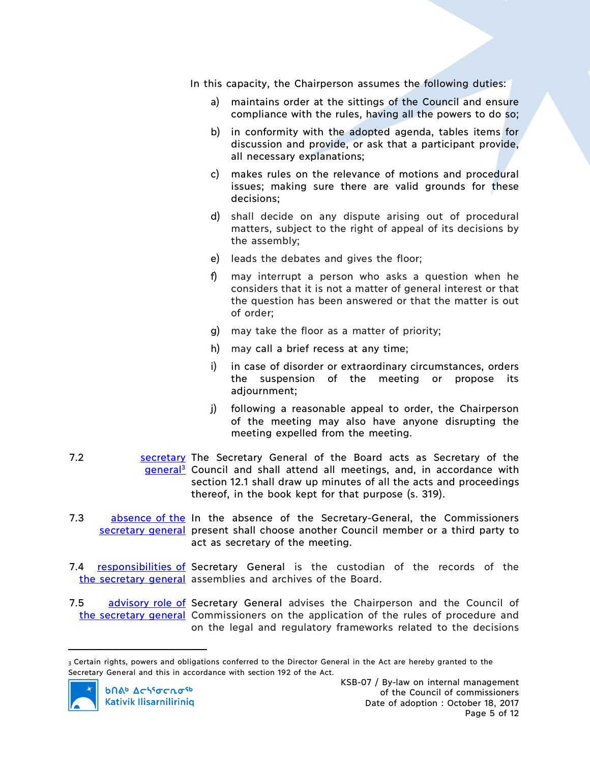In this capacity, the Chairperson assumes the following duties:

a) maintains order at the sittings of the Council and ensure compliance with the rules, having all the powers to do so;

b) in conformity with the adopted agenda, tables items for discussion and provide, or ask that a participant provide, all necessary explanations;

c) makes rules on the relevance of motions and procedural issues; making sure there are valid grounds for these decisions;

d) shall decide on any dispute arising out of procedural matters, subject to the right of appeal of its decisions by the assembly;

e) leads the debates and gives the floor;

f) may interrupt a person who asks a question when he considers that it is not a matter of general interest or that the question has been answered or that the matter is out of order;

g) may take the floor as a matter of priority;

h) may call a brief recess at any time;

i) in case of disorder or extraordinary circumstances, orders the suspension of the meeting or propose its adjournment;

j) following a reasonable appeal to order, the Chairperson of the meeting may also have anyone disrupting the meeting expelled from the meeting.

7.2 secretary general[3] — The Secretary General of the Board acts as Secretary of the Council and shall attend all meetings, and, in accordance with section 12.1 shall draw up minutes of all the acts and proceedings thereof, in the book kept for that purpose (s. 319).

7.3 absence of the secretary general — In the absence of the Secretary-General, the Commissioners present shall choose another Council member or a third party to act as secretary of the meeting.

7.4 responsibilities of the secretary general — Secretary General is the custodian of the records of the assemblies and archives of the Board.

7.5 advisory role of the secretary general — Secretary General advises the Chairperson and the Council of Commissioners on the application of the rules of procedure and on the legal and regulatory frameworks related to the decisions

---

[3] Certain rights, powers and obligations conferred to the Director General in the Act are hereby granted to the Secretary General and this in accordance with section 192 of the Act.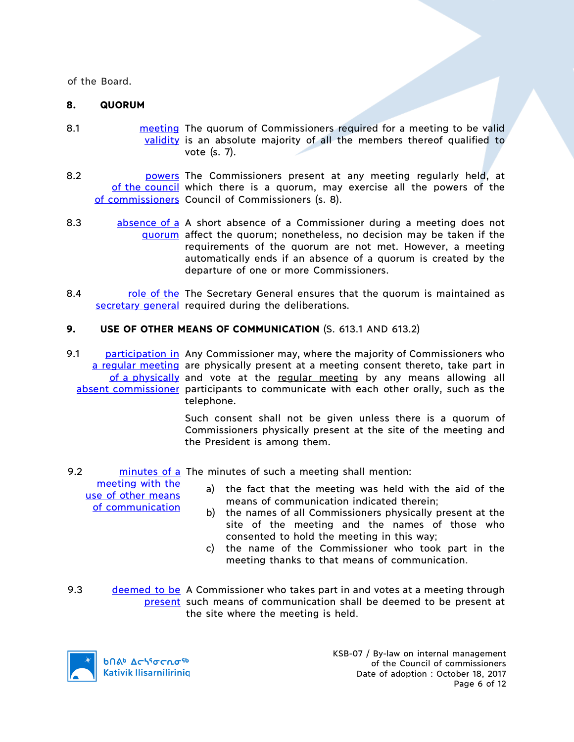of the Board.

## 8. QUORUM

8.1 **meeting validity** The quorum of Commissioners required for a meeting to be valid is an absolute majority of all the members thereof qualified to vote (s. 7).

8.2 **powers of the council of commissioners** The Commissioners present at any meeting regularly held, at which there is a quorum, may exercise all the powers of the Council of Commissioners (s. 8).

8.3 **absence of a quorum** A short absence of a Commissioner during a meeting does not affect the quorum; nonetheless, no decision may be taken if the requirements of the quorum are not met. However, a meeting automatically ends if an absence of a quorum is created by the departure of one or more Commissioners.

8.4 **role of the secretary general** The Secretary General ensures that the quorum is maintained as required during the deliberations.

## 9. USE OF OTHER MEANS OF COMMUNICATION (S. 613.1 AND 613.2)

9.1 **participation in a regular meeting of a physically absent commissioner** Any Commissioner may, where the majority of Commissioners who are physically present at a meeting consent thereto, take part in and vote at the regular meeting by any means allowing all participants to communicate with each other orally, such as the telephone.

Such consent shall not be given unless there is a quorum of Commissioners physically present at the site of the meeting and the President is among them.

9.2 **minutes of a meeting with the use of other means of communication** The minutes of such a meeting shall mention:

a) the fact that the meeting was held with the aid of the means of communication indicated therein;
b) the names of all Commissioners physically present at the site of the meeting and the names of those who consented to hold the meeting in this way;
c) the name of the Commissioner who took part in the meeting thanks to that means of communication.

9.3 **deemed to be present** A Commissioner who takes part in and votes at a meeting through such means of communication shall be deemed to be present at the site where the meeting is held.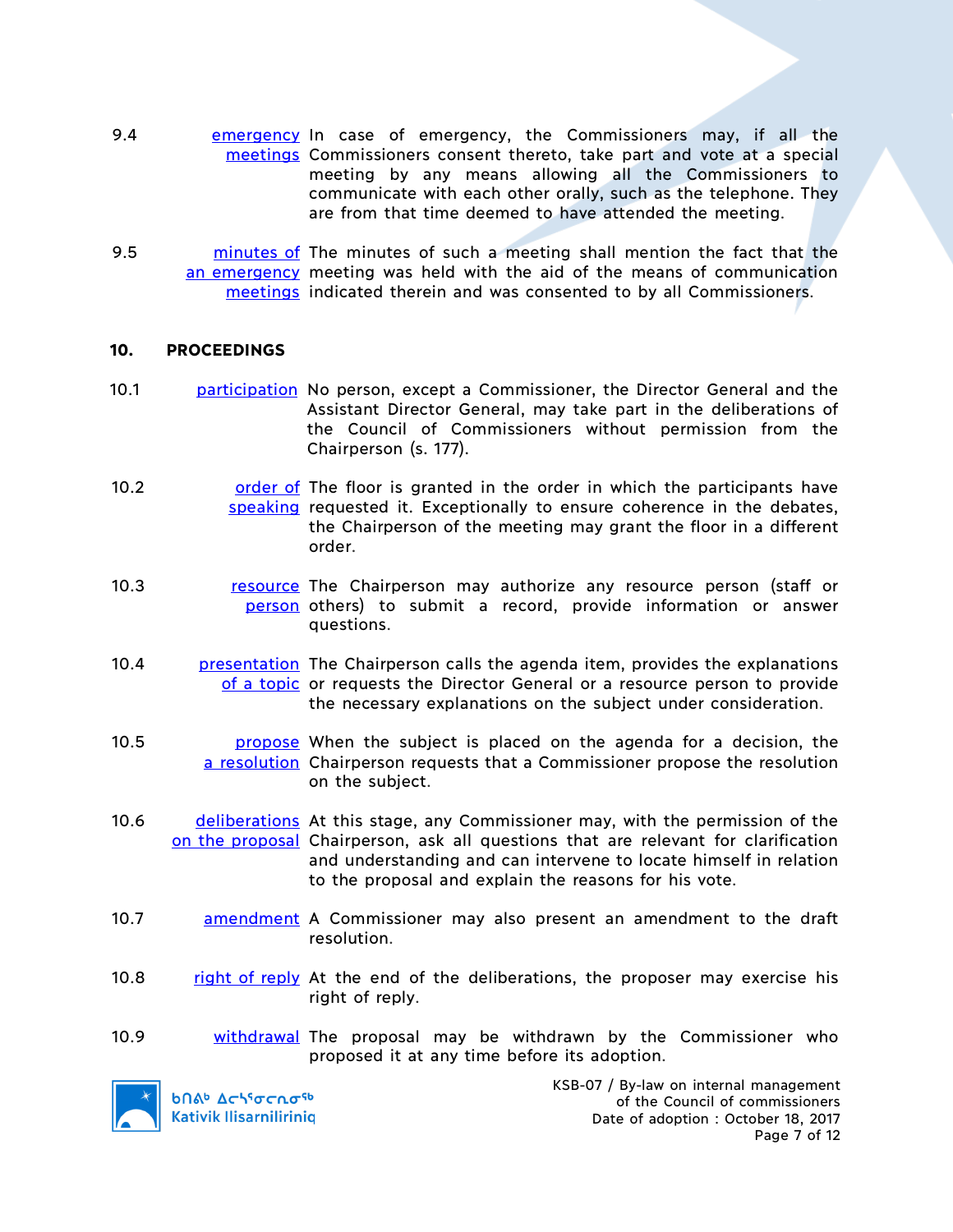9.4 emergency meetings — In case of emergency, the Commissioners may, if all the Commissioners consent thereto, take part and vote at a special meeting by any means allowing all the Commissioners to communicate with each other orally, such as the telephone. They are from that time deemed to have attended the meeting.

9.5 minutes of an emergency meetings — The minutes of such a meeting shall mention the fact that the meeting was held with the aid of the means of communication indicated therein and was consented to by all Commissioners.

## 10. PROCEEDINGS

10.1 participation — No person, except a Commissioner, the Director General and the Assistant Director General, may take part in the deliberations of the Council of Commissioners without permission from the Chairperson (s. 177).

10.2 order of speaking — The floor is granted in the order in which the participants have requested it. Exceptionally to ensure coherence in the debates, the Chairperson of the meeting may grant the floor in a different order.

10.3 resource person — The Chairperson may authorize any resource person (staff or others) to submit a record, provide information or answer questions.

10.4 presentation of a topic — The Chairperson calls the agenda item, provides the explanations or requests the Director General or a resource person to provide the necessary explanations on the subject under consideration.

10.5 propose a resolution — When the subject is placed on the agenda for a decision, the Chairperson requests that a Commissioner propose the resolution on the subject.

10.6 deliberations on the proposal — At this stage, any Commissioner may, with the permission of the Chairperson, ask all questions that are relevant for clarification and understanding and can intervene to locate himself in relation to the proposal and explain the reasons for his vote.

10.7 amendment — A Commissioner may also present an amendment to the draft resolution.

10.8 right of reply — At the end of the deliberations, the proposer may exercise his right of reply.

10.9 withdrawal — The proposal may be withdrawn by the Commissioner who proposed it at any time before its adoption.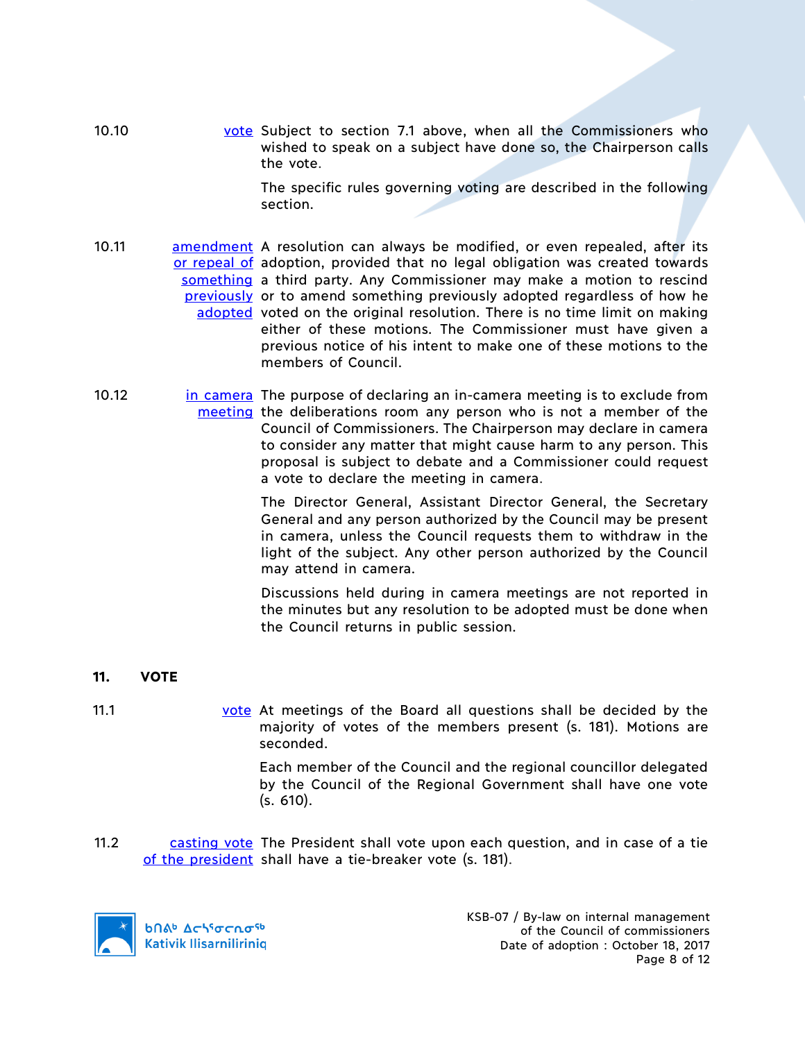**10.10** vote

Subject to section 7.1 above, when all the Commissioners who wished to speak on a subject have done so, the Chairperson calls the vote.

The specific rules governing voting are described in the following section.

**10.11** amendment or repeal of something previously adopted

A resolution can always be modified, or even repealed, after its adoption, provided that no legal obligation was created towards a third party. Any Commissioner may make a motion to rescind or to amend something previously adopted regardless of how he voted on the original resolution. There is no time limit on making either of these motions. The Commissioner must have given a previous notice of his intent to make one of these motions to the members of Council.

**10.12** in camera meeting

The purpose of declaring an in-camera meeting is to exclude from the deliberations room any person who is not a member of the Council of Commissioners. The Chairperson may declare in camera to consider any matter that might cause harm to any person. This proposal is subject to debate and a Commissioner could request a vote to declare the meeting in camera.

The Director General, Assistant Director General, the Secretary General and any person authorized by the Council may be present in camera, unless the Council requests them to withdraw in the light of the subject. Any other person authorized by the Council may attend in camera.

Discussions held during in camera meetings are not reported in the minutes but any resolution to be adopted must be done when the Council returns in public session.

## 11. VOTE

**11.1** vote

At meetings of the Board all questions shall be decided by the majority of votes of the members present (s. 181). Motions are seconded.

Each member of the Council and the regional councillor delegated by the Council of the Regional Government shall have one vote (s. 610).

**11.2** casting vote of the president

The President shall vote upon each question, and in case of a tie shall have a tie-breaker vote (s. 181).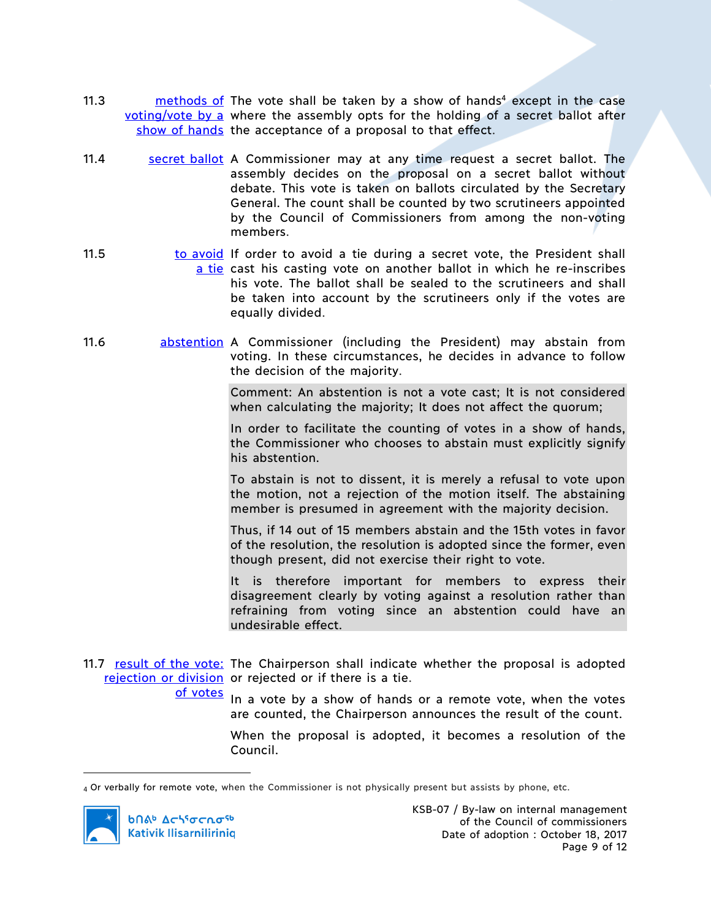11.3 **methods of voting/vote by a show of hands** The vote shall be taken by a show of hands[4] except in the case where the assembly opts for the holding of a secret ballot after the acceptance of a proposal to that effect.

11.4 **secret ballot** A Commissioner may at any time request a secret ballot. The assembly decides on the proposal on a secret ballot without debate. This vote is taken on ballots circulated by the Secretary General. The count shall be counted by two scrutineers appointed by the Council of Commissioners from among the non-voting members.

11.5 **to avoid a tie** If order to avoid a tie during a secret vote, the President shall cast his casting vote on another ballot in which he re-inscribes his vote. The ballot shall be sealed to the scrutineers and shall be taken into account by the scrutineers only if the votes are equally divided.

11.6 **abstention** A Commissioner (including the President) may abstain from voting. In these circumstances, he decides in advance to follow the decision of the majority.

> Comment: An abstention is not a vote cast; It is not considered when calculating the majority; It does not affect the quorum;
>
> In order to facilitate the counting of votes in a show of hands, the Commissioner who chooses to abstain must explicitly signify his abstention.
>
> To abstain is not to dissent, it is merely a refusal to vote upon the motion, not a rejection of the motion itself. The abstaining member is presumed in agreement with the majority decision.
>
> Thus, if 14 out of 15 members abstain and the 15th votes in favor of the resolution, the resolution is adopted since the former, even though present, did not exercise their right to vote.
>
> It is therefore important for members to express their disagreement clearly by voting against a resolution rather than refraining from voting since an abstention could have an undesirable effect.

11.7 **result of the vote: rejection or division of votes** The Chairperson shall indicate whether the proposal is adopted or rejected or if there is a tie.

In a vote by a show of hands or a remote vote, when the votes are counted, the Chairperson announces the result of the count.

When the proposal is adopted, it becomes a resolution of the Council.

---

[4] Or verbally for remote vote, when the Commissioner is not physically present but assists by phone, etc.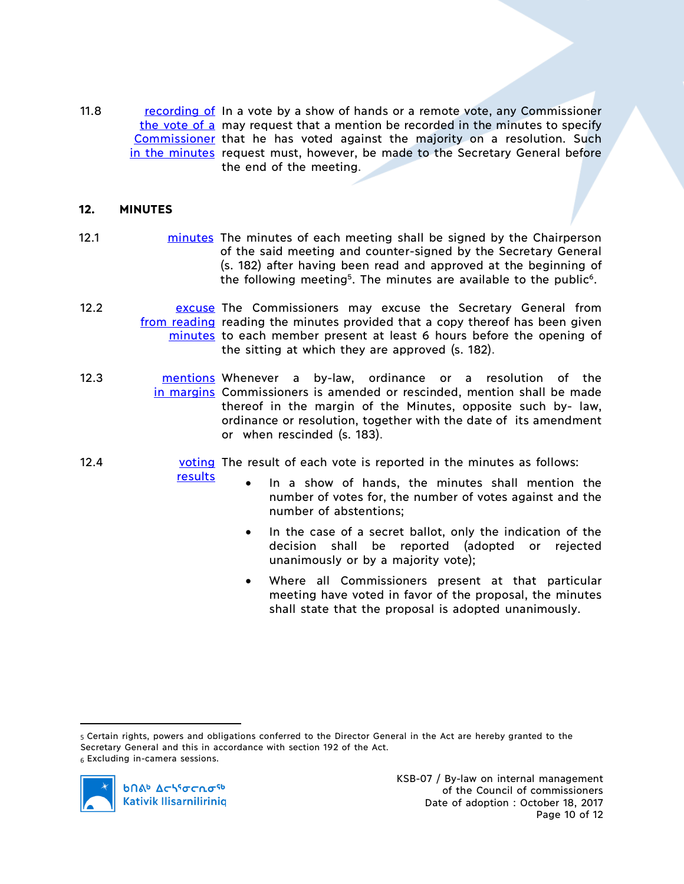11.8 **recording of the vote of a Commissioner in the minutes** In a vote by a show of hands or a remote vote, any Commissioner may request that a mention be recorded in the minutes to specify that he has voted against the majority on a resolution. Such request must, however, be made to the Secretary General before the end of the meeting.

## 12. MINUTES

12.1 **minutes** The minutes of each meeting shall be signed by the Chairperson of the said meeting and counter-signed by the Secretary General (s. 182) after having been read and approved at the beginning of the following meeting[5]. The minutes are available to the public[6].

12.2 **excuse from reading minutes** The Commissioners may excuse the Secretary General from reading the minutes provided that a copy thereof has been given to each member present at least 6 hours before the opening of the sitting at which they are approved (s. 182).

12.3 **mentions in margins** Whenever a by-law, ordinance or a resolution of the Commissioners is amended or rescinded, mention shall be made thereof in the margin of the Minutes, opposite such by- law, ordinance or resolution, together with the date of its amendment or when rescinded (s. 183).

12.4 **voting results** The result of each vote is reported in the minutes as follows:

- In a show of hands, the minutes shall mention the number of votes for, the number of votes against and the number of abstentions;
- In the case of a secret ballot, only the indication of the decision shall be reported (adopted or rejected unanimously or by a majority vote);
- Where all Commissioners present at that particular meeting have voted in favor of the proposal, the minutes shall state that the proposal is adopted unanimously.

---

[5] Certain rights, powers and obligations conferred to the Director General in the Act are hereby granted to the Secretary General and this in accordance with section 192 of the Act.
[6] Excluding in-camera sessions.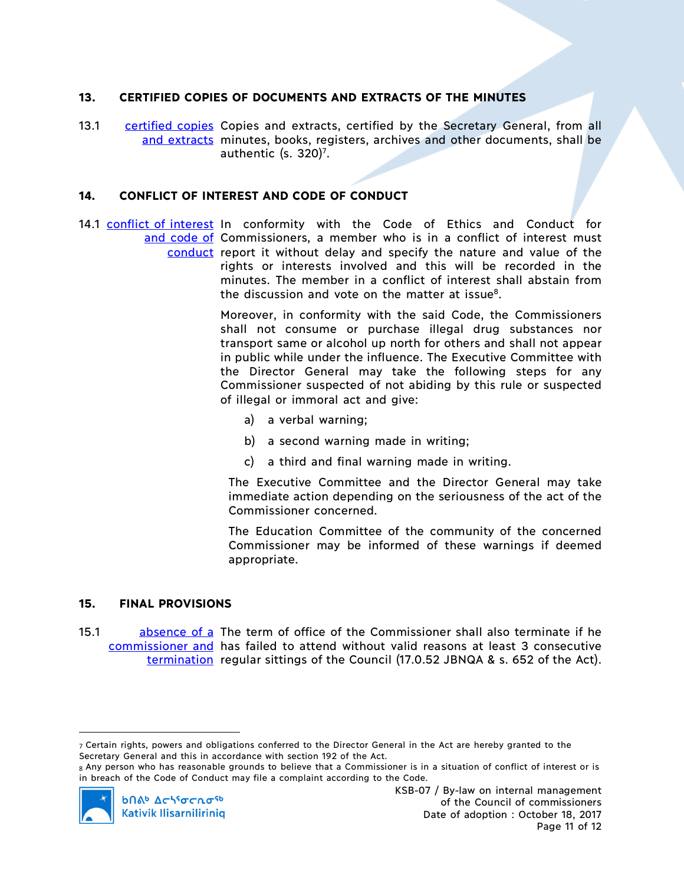## 13. CERTIFIED COPIES OF DOCUMENTS AND EXTRACTS OF THE MINUTES

13.1 certified copies and extracts — Copies and extracts, certified by the Secretary General, from all minutes, books, registers, archives and other documents, shall be authentic (s. 320)[7].

## 14. CONFLICT OF INTEREST AND CODE OF CONDUCT

14.1 conflict of interest and code of conduct — In conformity with the Code of Ethics and Conduct for Commissioners, a member who is in a conflict of interest must report it without delay and specify the nature and value of the rights or interests involved and this will be recorded in the minutes. The member in a conflict of interest shall abstain from the discussion and vote on the matter at issue[8].

Moreover, in conformity with the said Code, the Commissioners shall not consume or purchase illegal drug substances nor transport same or alcohol up north for others and shall not appear in public while under the influence. The Executive Committee with the Director General may take the following steps for any Commissioner suspected of not abiding by this rule or suspected of illegal or immoral act and give:

a) a verbal warning;

b) a second warning made in writing;

c) a third and final warning made in writing.

The Executive Committee and the Director General may take immediate action depending on the seriousness of the act of the Commissioner concerned.

The Education Committee of the community of the concerned Commissioner may be informed of these warnings if deemed appropriate.

## 15. FINAL PROVISIONS

15.1 absence of a commissioner and termination — The term of office of the Commissioner shall also terminate if he has failed to attend without valid reasons at least 3 consecutive regular sittings of the Council (17.0.52 JBNQA & s. 652 of the Act).

---

[7] Certain rights, powers and obligations conferred to the Director General in the Act are hereby granted to the Secretary General and this in accordance with section 192 of the Act.

[8] Any person who has reasonable grounds to believe that a Commissioner is in a situation of conflict of interest or is in breach of the Code of Conduct may file a complaint according to the Code.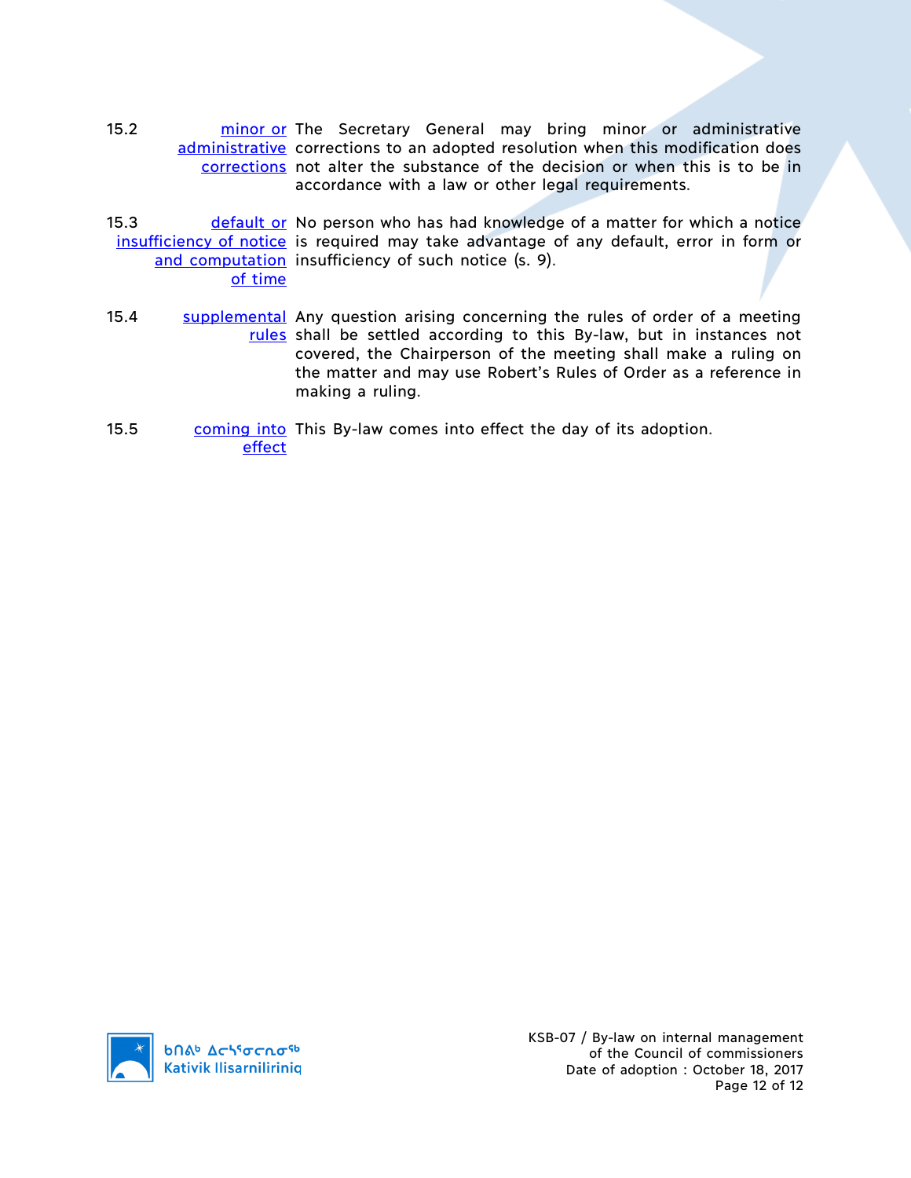15.2 **minor or administrative corrections** The Secretary General may bring minor or administrative corrections to an adopted resolution when this modification does not alter the substance of the decision or when this is to be in accordance with a law or other legal requirements.

15.3 **default or insufficiency of notice and computation of time** No person who has had knowledge of a matter for which a notice is required may take advantage of any default, error in form or insufficiency of such notice (s. 9).

15.4 **supplemental rules** Any question arising concerning the rules of order of a meeting shall be settled according to this By-law, but in instances not covered, the Chairperson of the meeting shall make a ruling on the matter and may use Robert's Rules of Order as a reference in making a ruling.

15.5 **coming into effect** This By-law comes into effect the day of its adoption.